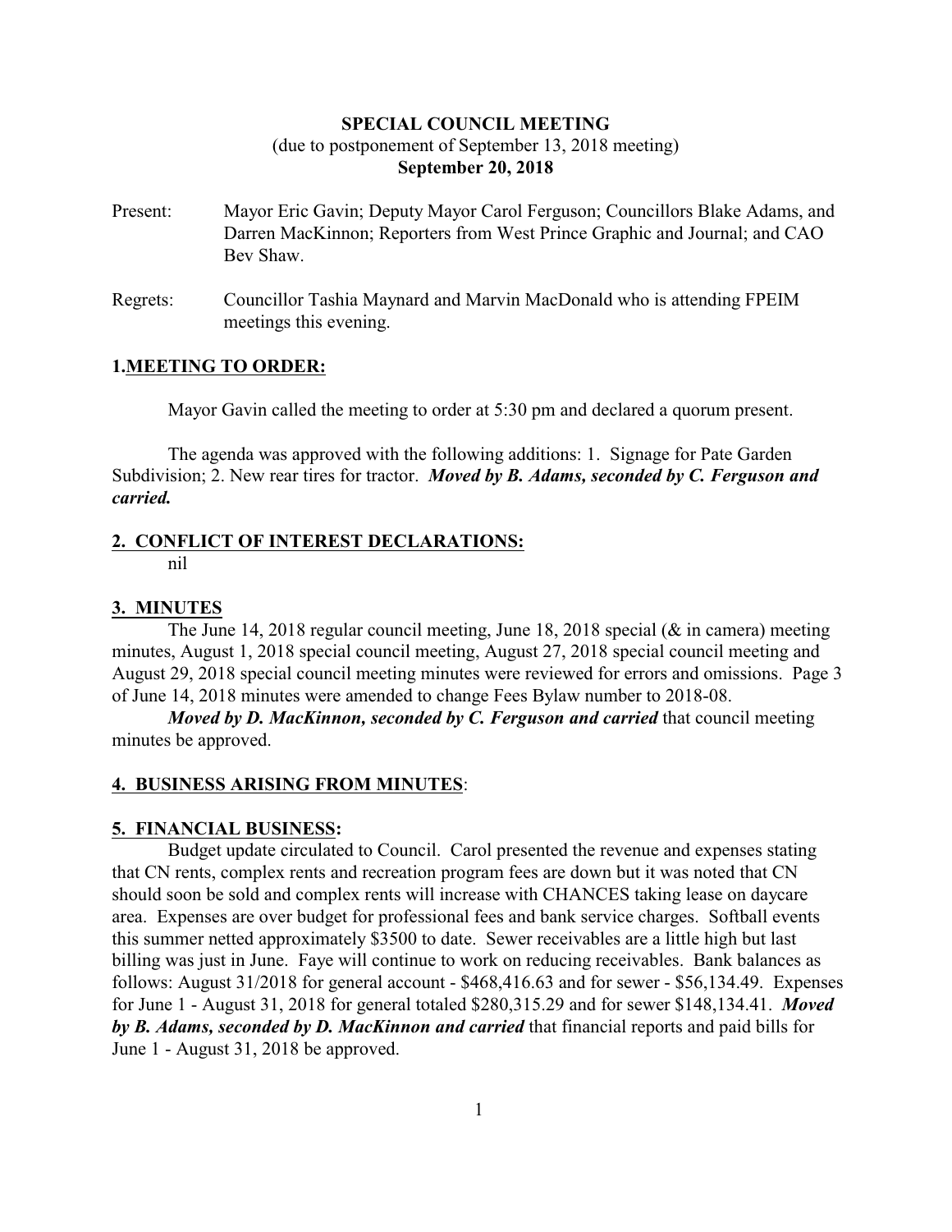**SPECIAL COUNCIL MEETING**
(due to postponement of September 13, 2018 meeting)
**September 20, 2018**

Present: Mayor Eric Gavin; Deputy Mayor Carol Ferguson; Councillors Blake Adams, and Darren MacKinnon; Reporters from West Prince Graphic and Journal; and CAO Bev Shaw.

Regrets: Councillor Tashia Maynard and Marvin MacDonald who is attending FPEIM meetings this evening.

## 1. MEETING TO ORDER:

Mayor Gavin called the meeting to order at 5:30 pm and declared a quorum present.

The agenda was approved with the following additions: 1. Signage for Pate Garden Subdivision; 2. New rear tires for tractor. ***Moved by B. Adams, seconded by C. Ferguson and carried.***

## 2. CONFLICT OF INTEREST DECLARATIONS:

nil

## 3. MINUTES

The June 14, 2018 regular council meeting, June 18, 2018 special (& in camera) meeting minutes, August 1, 2018 special council meeting, August 27, 2018 special council meeting and August 29, 2018 special council meeting minutes were reviewed for errors and omissions. Page 3 of June 14, 2018 minutes were amended to change Fees Bylaw number to 2018-08.

***Moved by D. MacKinnon, seconded by C. Ferguson and carried*** that council meeting minutes be approved.

## 4. BUSINESS ARISING FROM MINUTES:

## 5. FINANCIAL BUSINESS:

Budget update circulated to Council. Carol presented the revenue and expenses stating that CN rents, complex rents and recreation program fees are down but it was noted that CN should soon be sold and complex rents will increase with CHANCES taking lease on daycare area. Expenses are over budget for professional fees and bank service charges. Softball events this summer netted approximately $3500 to date. Sewer receivables are a little high but last billing was just in June. Faye will continue to work on reducing receivables. Bank balances as follows: August 31/2018 for general account - $468,416.63 and for sewer - $56,134.49. Expenses for June 1 - August 31, 2018 for general totaled $280,315.29 and for sewer $148,134.41. ***Moved by B. Adams, seconded by D. MacKinnon and carried*** that financial reports and paid bills for June 1 - August 31, 2018 be approved.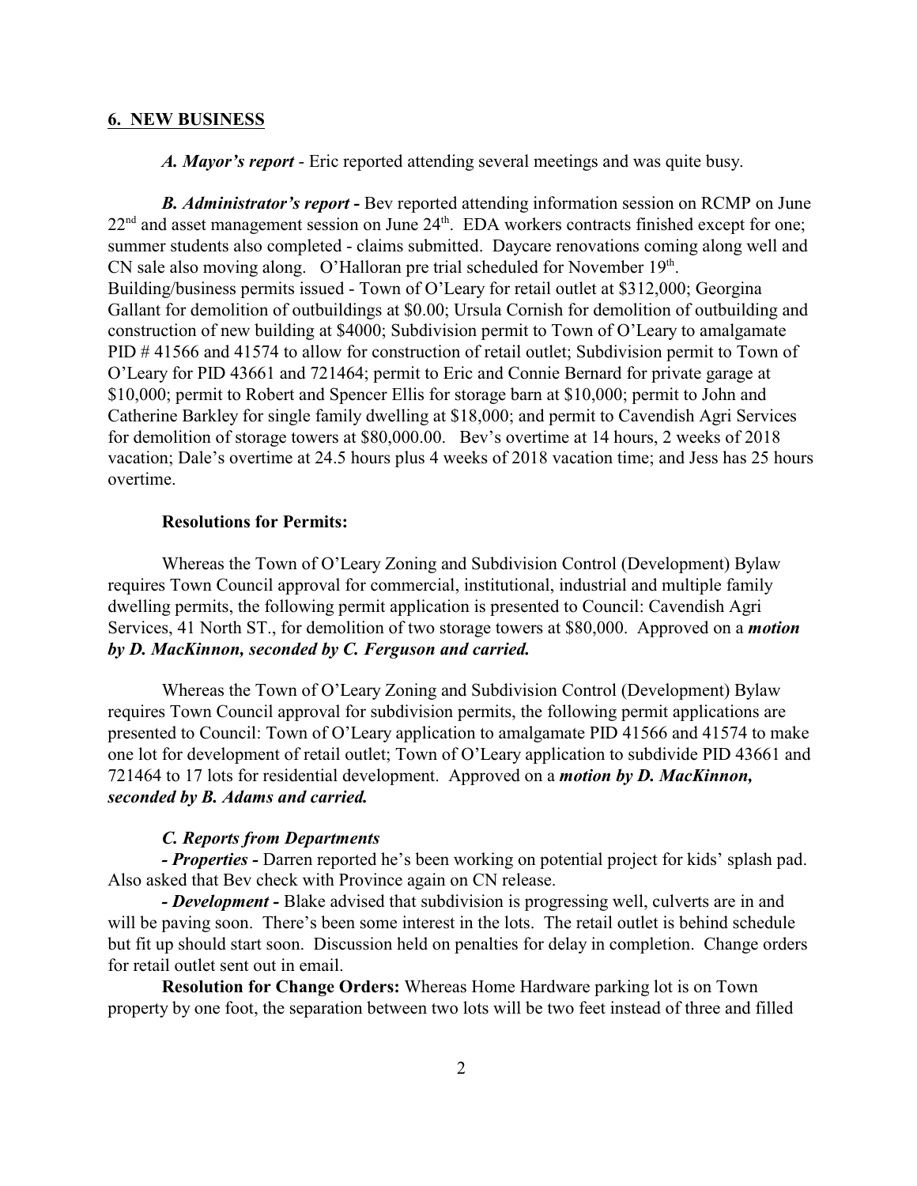## 6. NEW BUSINESS

***A. Mayor's report*** - Eric reported attending several meetings and was quite busy.

***B. Administrator's report -*** Bev reported attending information session on RCMP on June 22nd and asset management session on June 24th. EDA workers contracts finished except for one; summer students also completed - claims submitted. Daycare renovations coming along well and CN sale also moving along. O'Halloran pre trial scheduled for November 19th. Building/business permits issued - Town of O'Leary for retail outlet at $312,000; Georgina Gallant for demolition of outbuildings at $0.00; Ursula Cornish for demolition of outbuilding and construction of new building at $4000; Subdivision permit to Town of O'Leary to amalgamate PID # 41566 and 41574 to allow for construction of retail outlet; Subdivision permit to Town of O'Leary for PID 43661 and 721464; permit to Eric and Connie Bernard for private garage at $10,000; permit to Robert and Spencer Ellis for storage barn at $10,000; permit to John and Catherine Barkley for single family dwelling at $18,000; and permit to Cavendish Agri Services for demolition of storage towers at $80,000.00. Bev's overtime at 14 hours, 2 weeks of 2018 vacation; Dale's overtime at 24.5 hours plus 4 weeks of 2018 vacation time; and Jess has 25 hours overtime.

**Resolutions for Permits:**

Whereas the Town of O'Leary Zoning and Subdivision Control (Development) Bylaw requires Town Council approval for commercial, institutional, industrial and multiple family dwelling permits, the following permit application is presented to Council: Cavendish Agri Services, 41 North ST., for demolition of two storage towers at $80,000. Approved on a ***motion by D. MacKinnon, seconded by C. Ferguson and carried.***

Whereas the Town of O'Leary Zoning and Subdivision Control (Development) Bylaw requires Town Council approval for subdivision permits, the following permit applications are presented to Council: Town of O'Leary application to amalgamate PID 41566 and 41574 to make one lot for development of retail outlet; Town of O'Leary application to subdivide PID 43661 and 721464 to 17 lots for residential development. Approved on a ***motion by D. MacKinnon, seconded by B. Adams and carried.***

***C. Reports from Departments***

***- Properties -*** Darren reported he's been working on potential project for kids' splash pad. Also asked that Bev check with Province again on CN release.

***- Development -*** Blake advised that subdivision is progressing well, culverts are in and will be paving soon. There's been some interest in the lots. The retail outlet is behind schedule but fit up should start soon. Discussion held on penalties for delay in completion. Change orders for retail outlet sent out in email.

**Resolution for Change Orders:** Whereas Home Hardware parking lot is on Town property by one foot, the separation between two lots will be two feet instead of three and filled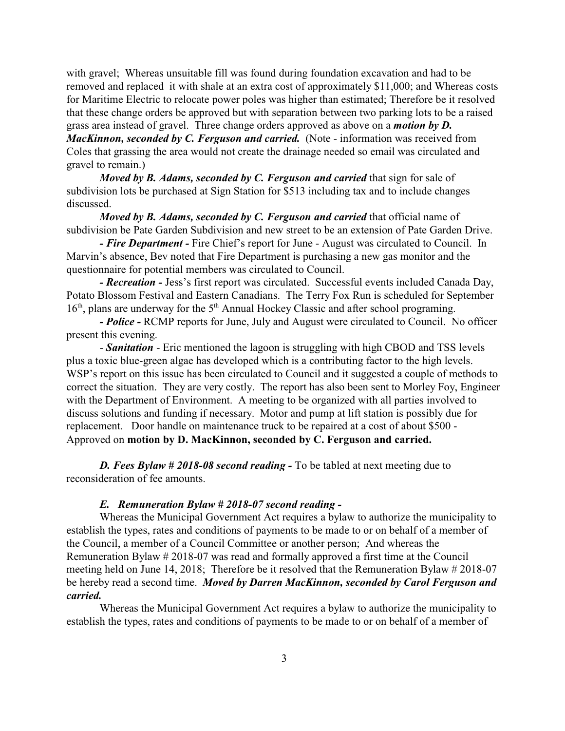with gravel; Whereas unsuitable fill was found during foundation excavation and had to be removed and replaced it with shale at an extra cost of approximately $11,000; and Whereas costs for Maritime Electric to relocate power poles was higher than estimated; Therefore be it resolved that these change orders be approved but with separation between two parking lots to be a raised grass area instead of gravel. Three change orders approved as above on a ***motion by D. MacKinnon, seconded by C. Ferguson and carried.*** (Note - information was received from Coles that grassing the area would not create the drainage needed so email was circulated and gravel to remain.)

***Moved by B. Adams, seconded by C. Ferguson and carried*** that sign for sale of subdivision lots be purchased at Sign Station for $513 including tax and to include changes discussed.

***Moved by B. Adams, seconded by C. Ferguson and carried*** that official name of subdivision be Pate Garden Subdivision and new street to be an extension of Pate Garden Drive.

***- Fire Department -*** Fire Chief's report for June - August was circulated to Council. In Marvin's absence, Bev noted that Fire Department is purchasing a new gas monitor and the questionnaire for potential members was circulated to Council.

***- Recreation -*** Jess's first report was circulated. Successful events included Canada Day, Potato Blossom Festival and Eastern Canadians. The Terry Fox Run is scheduled for September 16th, plans are underway for the 5th Annual Hockey Classic and after school programing.

***- Police -*** RCMP reports for June, July and August were circulated to Council. No officer present this evening.

- ***Sanitation*** - Eric mentioned the lagoon is struggling with high CBOD and TSS levels plus a toxic blue-green algae has developed which is a contributing factor to the high levels. WSP's report on this issue has been circulated to Council and it suggested a couple of methods to correct the situation. They are very costly. The report has also been sent to Morley Foy, Engineer with the Department of Environment. A meeting to be organized with all parties involved to discuss solutions and funding if necessary. Motor and pump at lift station is possibly due for replacement. Door handle on maintenance truck to be repaired at a cost of about $500 - Approved on **motion by D. MacKinnon, seconded by C. Ferguson and carried.**

***D. Fees Bylaw # 2018-08 second reading -*** To be tabled at next meeting due to reconsideration of fee amounts.

***E. Remuneration Bylaw # 2018-07 second reading -***

Whereas the Municipal Government Act requires a bylaw to authorize the municipality to establish the types, rates and conditions of payments to be made to or on behalf of a member of the Council, a member of a Council Committee or another person; And whereas the Remuneration Bylaw # 2018-07 was read and formally approved a first time at the Council meeting held on June 14, 2018; Therefore be it resolved that the Remuneration Bylaw # 2018-07 be hereby read a second time. ***Moved by Darren MacKinnon, seconded by Carol Ferguson and carried.***

Whereas the Municipal Government Act requires a bylaw to authorize the municipality to establish the types, rates and conditions of payments to be made to or on behalf of a member of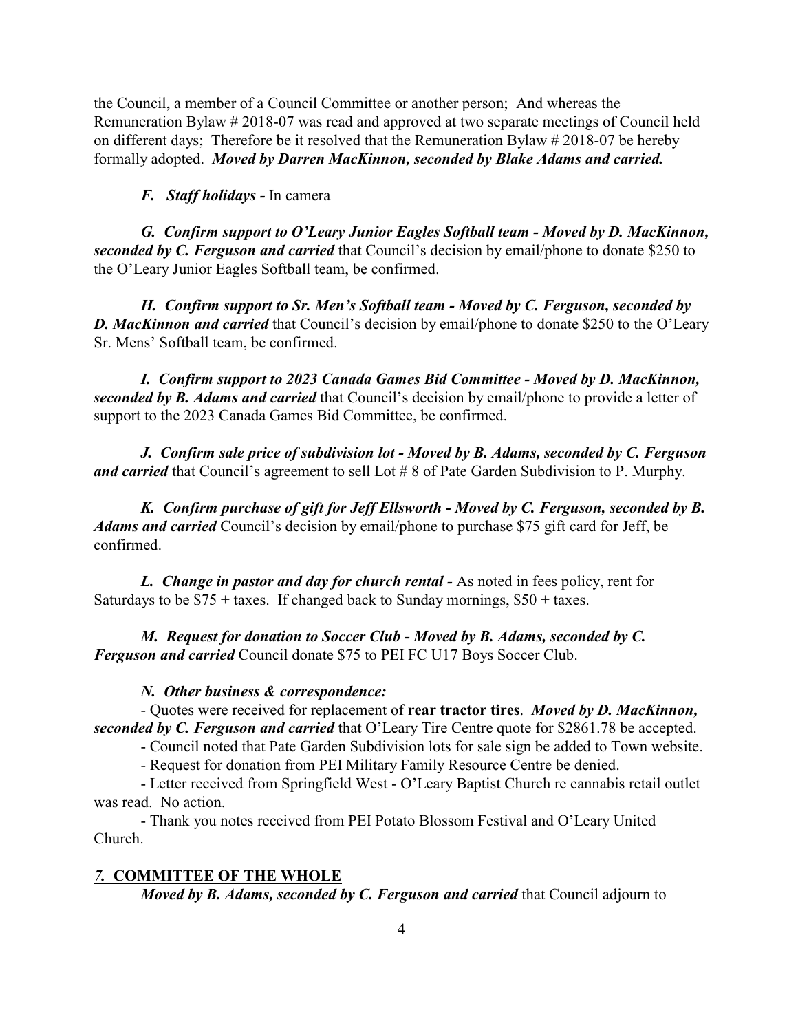the Council, a member of a Council Committee or another person; And whereas the Remuneration Bylaw # 2018-07 was read and approved at two separate meetings of Council held on different days; Therefore be it resolved that the Remuneration Bylaw # 2018-07 be hereby formally adopted. ***Moved by Darren MacKinnon, seconded by Blake Adams and carried.***

***F. Staff holidays -*** In camera

***G. Confirm support to O'Leary Junior Eagles Softball team - Moved by D. MacKinnon, seconded by C. Ferguson and carried*** that Council's decision by email/phone to donate $250 to the O'Leary Junior Eagles Softball team, be confirmed.

***H. Confirm support to Sr. Men's Softball team - Moved by C. Ferguson, seconded by D. MacKinnon and carried*** that Council's decision by email/phone to donate $250 to the O'Leary Sr. Mens' Softball team, be confirmed.

***I. Confirm support to 2023 Canada Games Bid Committee - Moved by D. MacKinnon, seconded by B. Adams and carried*** that Council's decision by email/phone to provide a letter of support to the 2023 Canada Games Bid Committee, be confirmed.

***J. Confirm sale price of subdivision lot - Moved by B. Adams, seconded by C. Ferguson and carried*** that Council's agreement to sell Lot # 8 of Pate Garden Subdivision to P. Murphy.

***K. Confirm purchase of gift for Jeff Ellsworth - Moved by C. Ferguson, seconded by B. Adams and carried*** Council's decision by email/phone to purchase $75 gift card for Jeff, be confirmed.

***L. Change in pastor and day for church rental -*** As noted in fees policy, rent for Saturdays to be $75 + taxes. If changed back to Sunday mornings, $50 + taxes.

***M. Request for donation to Soccer Club - Moved by B. Adams, seconded by C. Ferguson and carried*** Council donate $75 to PEI FC U17 Boys Soccer Club.

***N. Other business & correspondence:***

- Quotes were received for replacement of **rear tractor tires**. ***Moved by D. MacKinnon, seconded by C. Ferguson and carried*** that O'Leary Tire Centre quote for $2861.78 be accepted.
- Council noted that Pate Garden Subdivision lots for sale sign be added to Town website.
- Request for donation from PEI Military Family Resource Centre be denied.
- Letter received from Springfield West - O'Leary Baptist Church re cannabis retail outlet was read. No action.
- Thank you notes received from PEI Potato Blossom Festival and O'Leary United Church.

## *7.* COMMITTEE OF THE WHOLE

***Moved by B. Adams, seconded by C. Ferguson and carried*** that Council adjourn to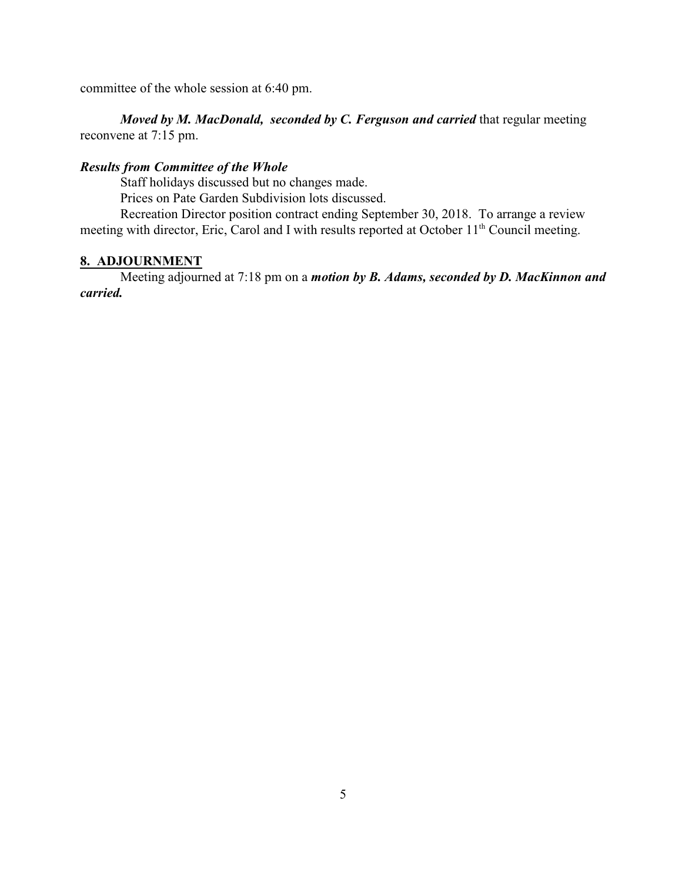committee of the whole session at 6:40 pm.

***Moved by M. MacDonald, seconded by C. Ferguson and carried*** that regular meeting reconvene at 7:15 pm.

***Results from Committee of the Whole***

Staff holidays discussed but no changes made.

Prices on Pate Garden Subdivision lots discussed.

Recreation Director position contract ending September 30, 2018. To arrange a review meeting with director, Eric, Carol and I with results reported at October 11th Council meeting.

## 8. ADJOURNMENT

Meeting adjourned at 7:18 pm on a ***motion by B. Adams, seconded by D. MacKinnon and carried.***